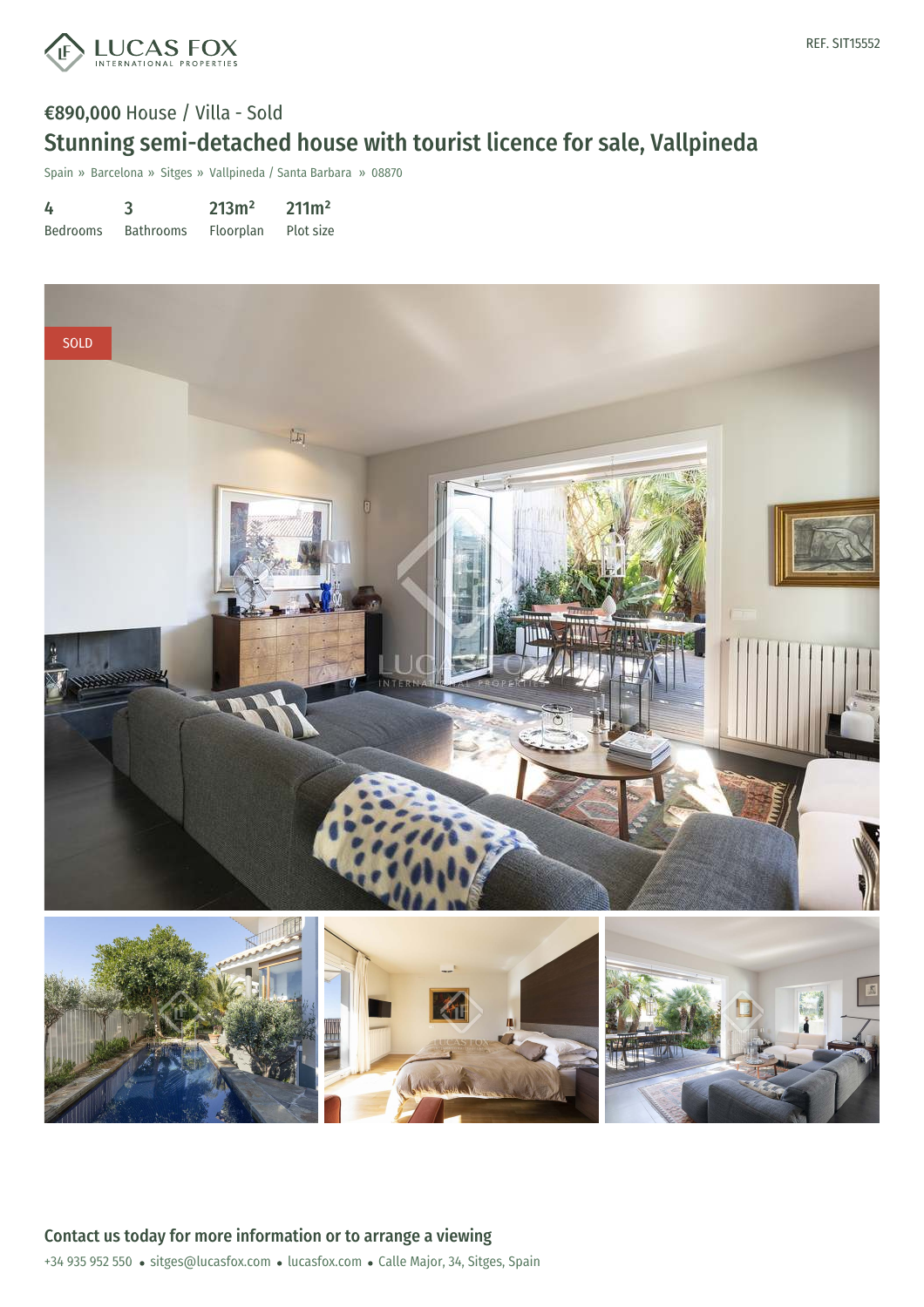LUCAS FOX
INTERNATIONAL PROPERTIES

REF. SIT15552

**€890,000** House / Villa - Sold

# Stunning semi-detached house with tourist licence for sale, Vallpineda

Spain » Barcelona » Sitges » Vallpineda / Santa Barbara » 08870

| 4 | 3 | 213m² | 211m² |
|---|---|---|---|
| Bedrooms | Bathrooms | Floorplan | Plot size |

SOLD

## Contact us today for more information or to arrange a viewing

+34 935 952 550 • sitges@lucasfox.com • lucasfox.com • Calle Major, 34, Sitges, Spain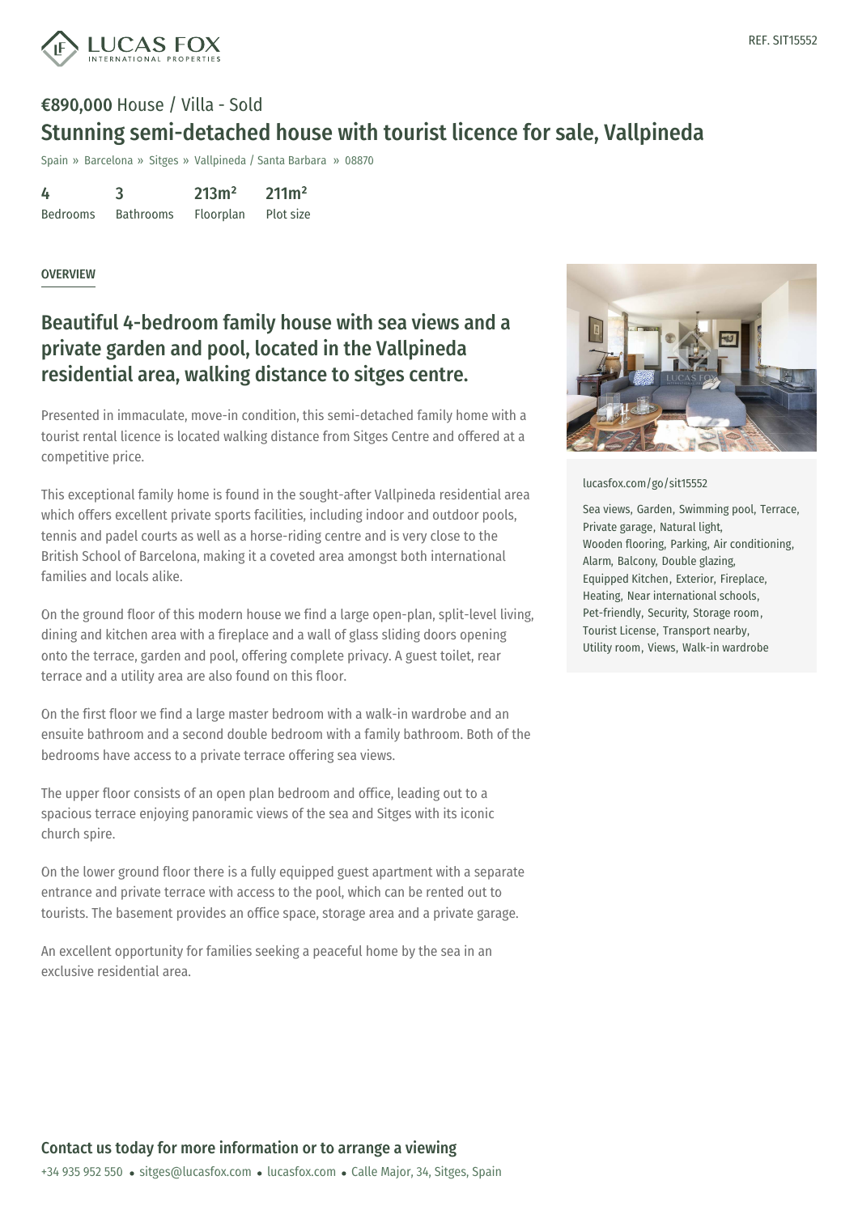REF. SIT15552

**€890,000** House / Villa - Sold

# Stunning semi-detached house with tourist licence for sale, Vallpineda

Spain » Barcelona » Sitges » Vallpineda / Santa Barbara » 08870

| 4 | 3 | 213m² | 211m² |
|---|---|---|---|
| Bedrooms | Bathrooms | Floorplan | Plot size |

OVERVIEW

## Beautiful 4-bedroom family house with sea views and a private garden and pool, located in the Vallpineda residential area, walking distance to sitges centre.

Presented in immaculate, move-in condition, this semi-detached family home with a tourist rental licence is located walking distance from Sitges Centre and offered at a competitive price.

This exceptional family home is found in the sought-after Vallpineda residential area which offers excellent private sports facilities, including indoor and outdoor pools, tennis and padel courts as well as a horse-riding centre and is very close to the British School of Barcelona, making it a coveted area amongst both international families and locals alike.

On the ground floor of this modern house we find a large open-plan, split-level living, dining and kitchen area with a fireplace and a wall of glass sliding doors opening onto the terrace, garden and pool, offering complete privacy. A guest toilet, rear terrace and a utility area are also found on this floor.

On the first floor we find a large master bedroom with a walk-in wardrobe and an ensuite bathroom and a second double bedroom with a family bathroom. Both of the bedrooms have access to a private terrace offering sea views.

The upper floor consists of an open plan bedroom and office, leading out to a spacious terrace enjoying panoramic views of the sea and Sitges with its iconic church spire.

On the lower ground floor there is a fully equipped guest apartment with a separate entrance and private terrace with access to the pool, which can be rented out to tourists. The basement provides an office space, storage area and a private garage.

An excellent opportunity for families seeking a peaceful home by the sea in an exclusive residential area.

lucasfox.com/go/sit15552

Sea views, Garden, Swimming pool, Terrace, Private garage, Natural light, Wooden flooring, Parking, Air conditioning, Alarm, Balcony, Double glazing, Equipped Kitchen, Exterior, Fireplace, Heating, Near international schools, Pet-friendly, Security, Storage room, Tourist License, Transport nearby, Utility room, Views, Walk-in wardrobe

**Contact us today for more information or to arrange a viewing**

+34 935 952 550 • sitges@lucasfox.com • lucasfox.com • Calle Major, 34, Sitges, Spain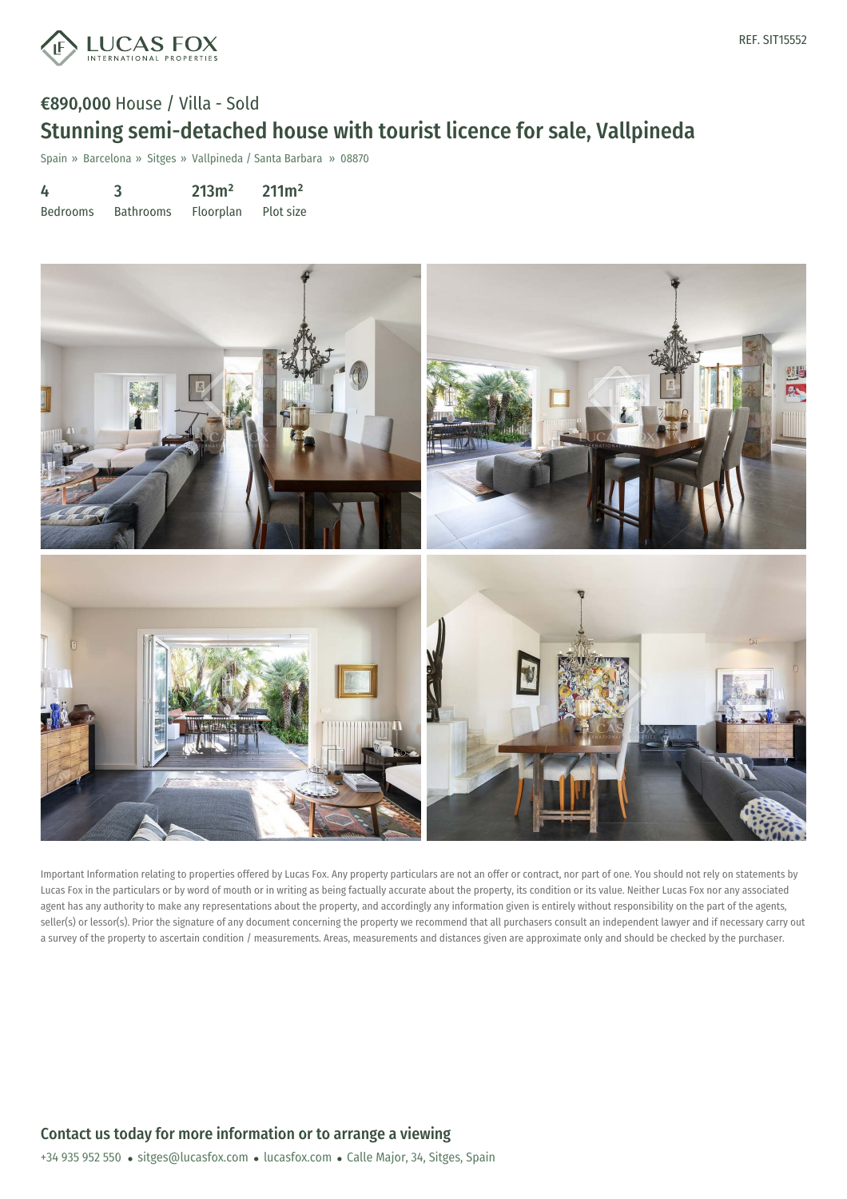LUCAS FOX
INTERNATIONAL PROPERTIES

REF. SIT15552

**€890,000** House / Villa - Sold

# Stunning semi-detached house with tourist licence for sale, Vallpineda

Spain » Barcelona » Sitges » Vallpineda / Santa Barbara » 08870

| 4 | 3 | 213m² | 211m² |
|---|---|---|---|
| Bedrooms | Bathrooms | Floorplan | Plot size |

Important Information relating to properties offered by Lucas Fox. Any property particulars are not an offer or contract, nor part of one. You should not rely on statements by Lucas Fox in the particulars or by word of mouth or in writing as being factually accurate about the property, its condition or its value. Neither Lucas Fox nor any associated agent has any authority to make any representations about the property, and accordingly any information given is entirely without responsibility on the part of the agents, seller(s) or lessor(s). Prior the signature of any document concerning the property we recommend that all purchasers consult an independent lawyer and if necessary carry out a survey of the property to ascertain condition / measurements. Areas, measurements and distances given are approximate only and should be checked by the purchaser.

## Contact us today for more information or to arrange a viewing

+34 935 952 550 • sitges@lucasfox.com • lucasfox.com • Calle Major, 34, Sitges, Spain